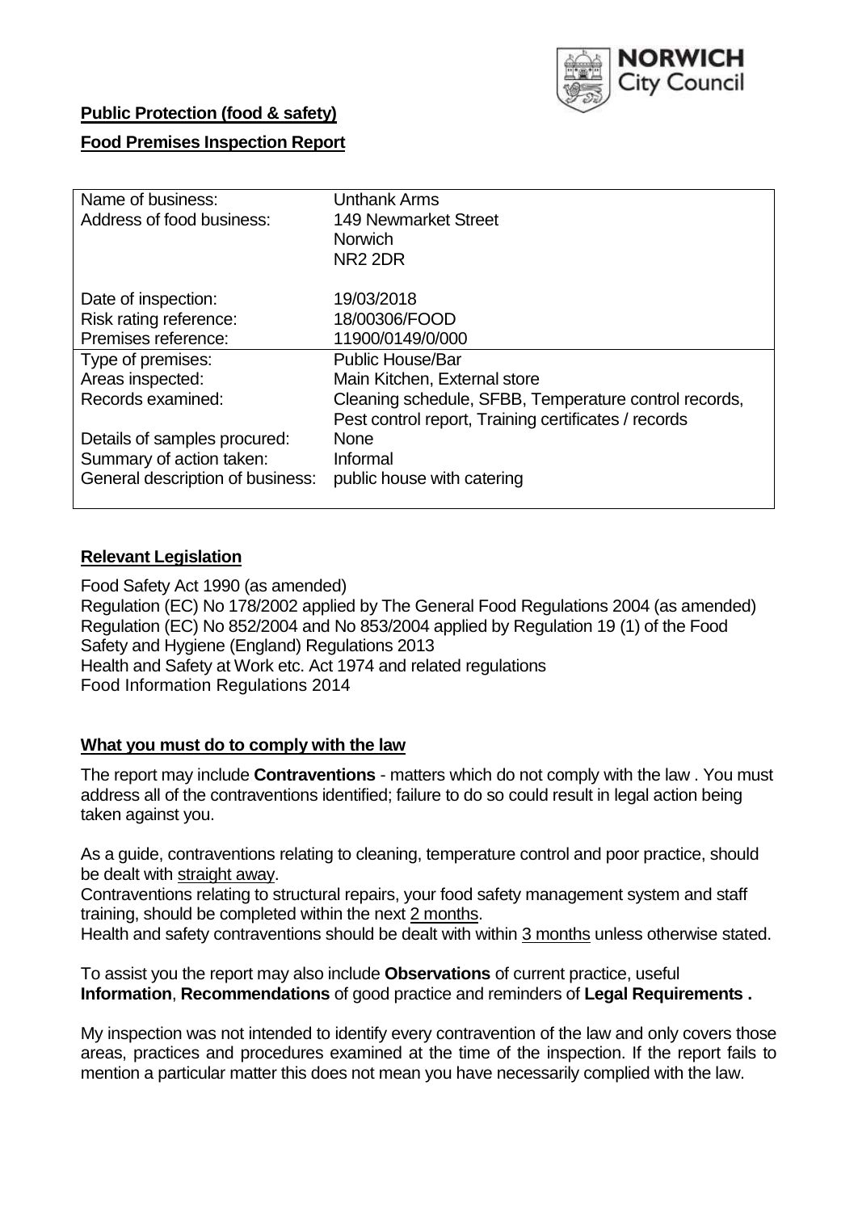**Public Protection (food & safety)**

**Food Premises Inspection Report**

| Name of business: | Unthank Arms |
|---|---|
| Address of food business: | 149 Newmarket Street<br>Norwich<br>NR2 2DR |
| Date of inspection: | 19/03/2018 |
| Risk rating reference: | 18/00306/FOOD |
| Premises reference: | 11900/0149/0/000 |
| Type of premises: | Public House/Bar |
| Areas inspected: | Main Kitchen, External store |
| Records examined: | Cleaning schedule, SFBB, Temperature control records, Pest control report, Training certificates / records |
| Details of samples procured: | None |
| Summary of action taken: | Informal |
| General description of business: | public house with catering |

## Relevant Legislation

Food Safety Act 1990 (as amended)
Regulation (EC) No 178/2002 applied by The General Food Regulations 2004 (as amended)
Regulation (EC) No 852/2004 and No 853/2004 applied by Regulation 19 (1) of the Food Safety and Hygiene (England) Regulations 2013
Health and Safety at Work etc. Act 1974 and related regulations
Food Information Regulations 2014

## What you must do to comply with the law

The report may include **Contraventions** - matters which do not comply with the law . You must address all of the contraventions identified; failure to do so could result in legal action being taken against you.

As a guide, contraventions relating to cleaning, temperature control and poor practice, should be dealt with straight away.

Contraventions relating to structural repairs, your food safety management system and staff training, should be completed within the next 2 months.

Health and safety contraventions should be dealt with within 3 months unless otherwise stated.

To assist you the report may also include **Observations** of current practice, useful **Information**, **Recommendations** of good practice and reminders of **Legal Requirements .**

My inspection was not intended to identify every contravention of the law and only covers those areas, practices and procedures examined at the time of the inspection. If the report fails to mention a particular matter this does not mean you have necessarily complied with the law.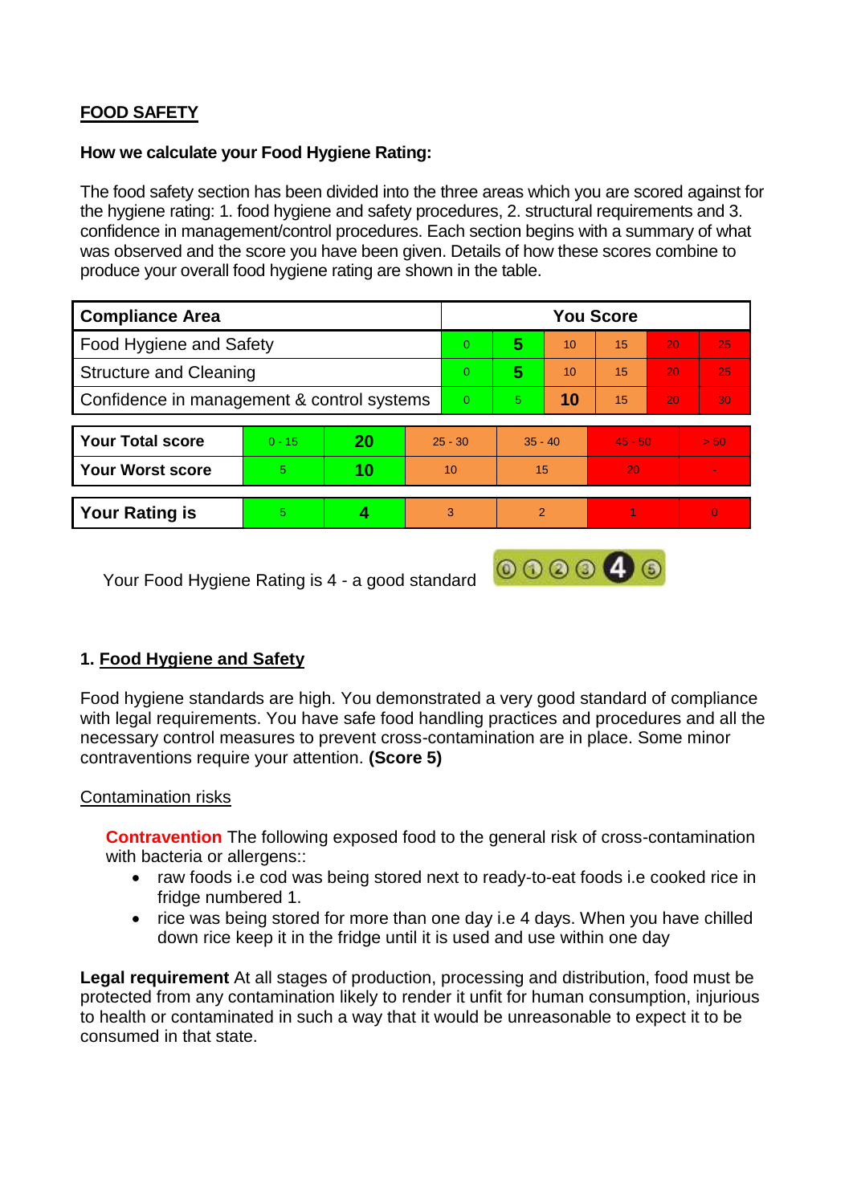## FOOD SAFETY

**How we calculate your Food Hygiene Rating:**

The food safety section has been divided into the three areas which you are scored against for the hygiene rating: 1. food hygiene and safety procedures, 2. structural requirements and 3. confidence in management/control procedures. Each section begins with a summary of what was observed and the score you have been given. Details of how these scores combine to produce your overall food hygiene rating are shown in the table.

| Compliance Area | You Score | | | | | |
|---|---|---|---|---|---|---|
| Food Hygiene and Safety | 0 | **5** | 10 | 15 | 20 | 25 |
| Structure and Cleaning | 0 | **5** | 10 | 15 | 20 | 25 |
| Confidence in management & control systems | 0 | 5 | **10** | 15 | 20 | 30 |

| | | | | | | |
|---|---|---|---|---|---|---|
| **Your Total score** | 0 - 15 | **20** | 25 - 30 | 35 - 40 | 45 - 50 | > 50 |
| **Your Worst score** | 5 | **10** | 10 | 15 | 20 | - |
| **Your Rating is** | 5 | **4** | 3 | 2 | 1 | 0 |

Your Food Hygiene Rating is 4 - a good standard

### 1. Food Hygiene and Safety

Food hygiene standards are high. You demonstrated a very good standard of compliance with legal requirements. You have safe food handling practices and procedures and all the necessary control measures to prevent cross-contamination are in place. Some minor contraventions require your attention. **(Score 5)**

Contamination risks

**Contravention** The following exposed food to the general risk of cross-contamination with bacteria or allergens::

- raw foods i.e cod was being stored next to ready-to-eat foods i.e cooked rice in fridge numbered 1.
- rice was being stored for more than one day i.e 4 days. When you have chilled down rice keep it in the fridge until it is used and use within one day

**Legal requirement** At all stages of production, processing and distribution, food must be protected from any contamination likely to render it unfit for human consumption, injurious to health or contaminated in such a way that it would be unreasonable to expect it to be consumed in that state.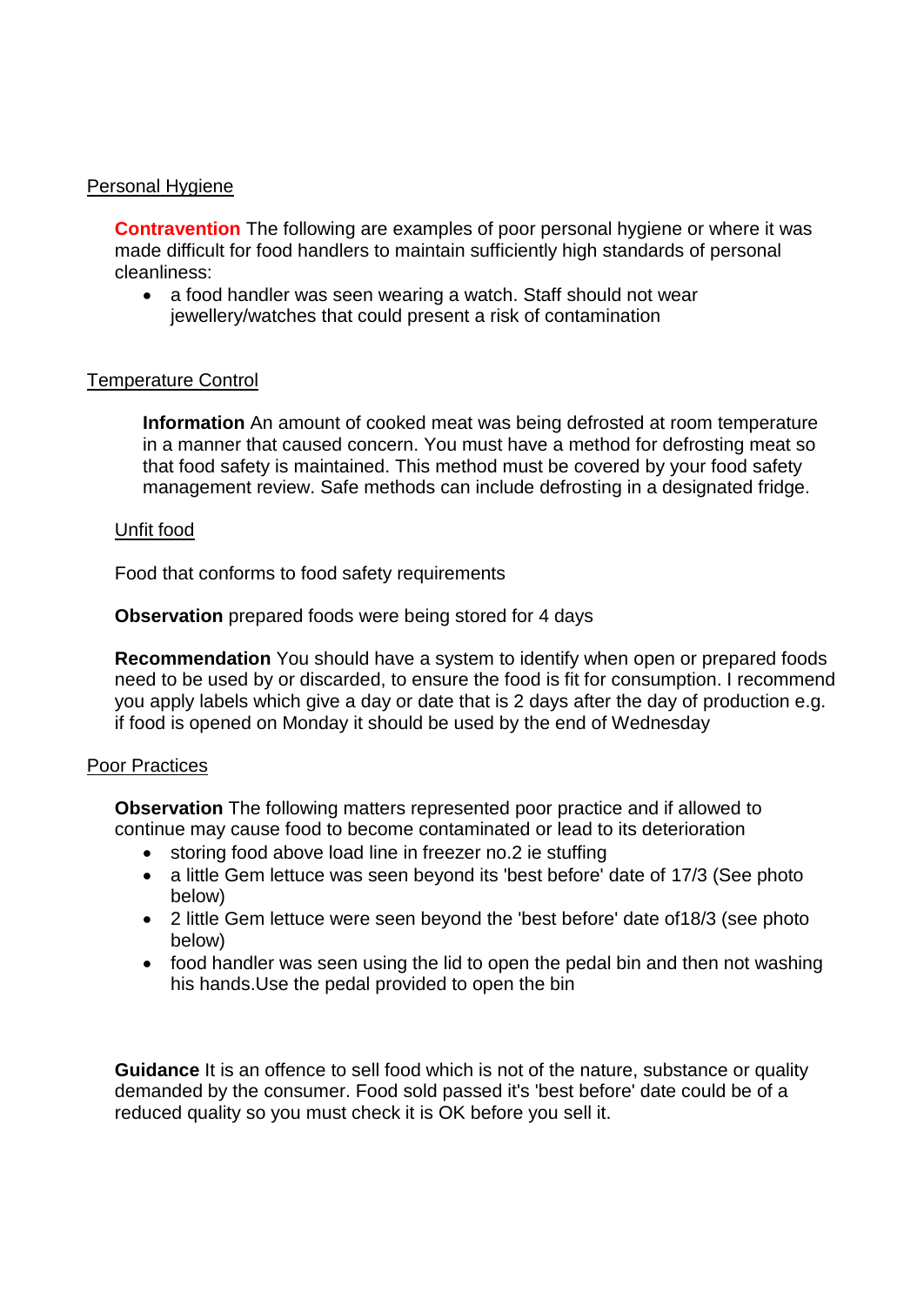## Personal Hygiene

**Contravention** The following are examples of poor personal hygiene or where it was made difficult for food handlers to maintain sufficiently high standards of personal cleanliness:

- a food handler was seen wearing a watch. Staff should not wear jewellery/watches that could present a risk of contamination

## Temperature Control

**Information** An amount of cooked meat was being defrosted at room temperature in a manner that caused concern. You must have a method for defrosting meat so that food safety is maintained. This method must be covered by your food safety management review. Safe methods can include defrosting in a designated fridge.

### Unfit food

Food that conforms to food safety requirements

**Observation** prepared foods were being stored for 4 days

**Recommendation** You should have a system to identify when open or prepared foods need to be used by or discarded, to ensure the food is fit for consumption. I recommend you apply labels which give a day or date that is 2 days after the day of production e.g. if food is opened on Monday it should be used by the end of Wednesday

## Poor Practices

**Observation** The following matters represented poor practice and if allowed to continue may cause food to become contaminated or lead to its deterioration

- storing food above load line in freezer no.2 ie stuffing
- a little Gem lettuce was seen beyond its 'best before' date of 17/3 (See photo below)
- 2 little Gem lettuce were seen beyond the 'best before' date of18/3 (see photo below)
- food handler was seen using the lid to open the pedal bin and then not washing his hands.Use the pedal provided to open the bin

**Guidance** It is an offence to sell food which is not of the nature, substance or quality demanded by the consumer. Food sold passed it's 'best before' date could be of a reduced quality so you must check it is OK before you sell it.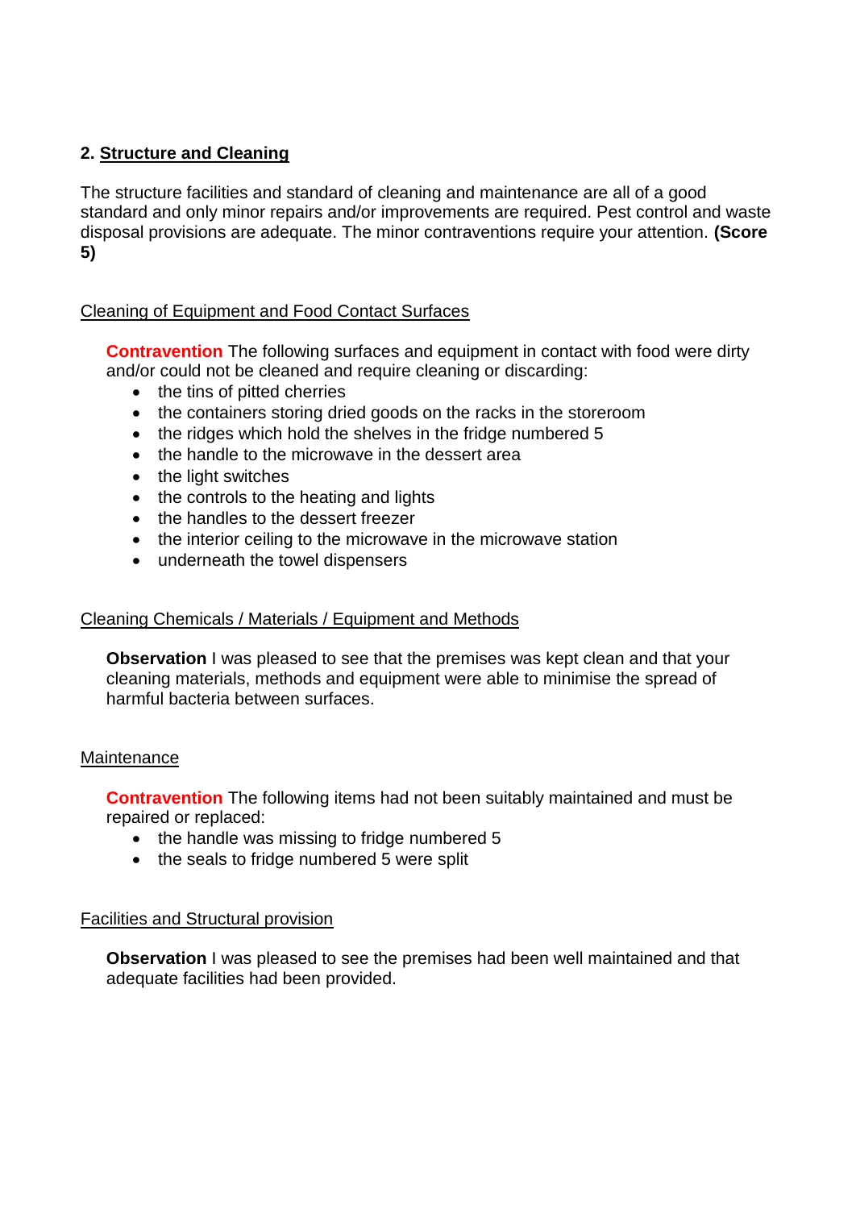## 2. Structure and Cleaning

The structure facilities and standard of cleaning and maintenance are all of a good standard and only minor repairs and/or improvements are required. Pest control and waste disposal provisions are adequate. The minor contraventions require your attention. **(Score 5)**

### Cleaning of Equipment and Food Contact Surfaces

**Contravention** The following surfaces and equipment in contact with food were dirty and/or could not be cleaned and require cleaning or discarding:

- the tins of pitted cherries
- the containers storing dried goods on the racks in the storeroom
- the ridges which hold the shelves in the fridge numbered 5
- the handle to the microwave in the dessert area
- the light switches
- the controls to the heating and lights
- the handles to the dessert freezer
- the interior ceiling to the microwave in the microwave station
- underneath the towel dispensers

### Cleaning Chemicals / Materials / Equipment and Methods

**Observation** I was pleased to see that the premises was kept clean and that your cleaning materials, methods and equipment were able to minimise the spread of harmful bacteria between surfaces.

### Maintenance

**Contravention** The following items had not been suitably maintained and must be repaired or replaced:

- the handle was missing to fridge numbered 5
- the seals to fridge numbered 5 were split

### Facilities and Structural provision

**Observation** I was pleased to see the premises had been well maintained and that adequate facilities had been provided.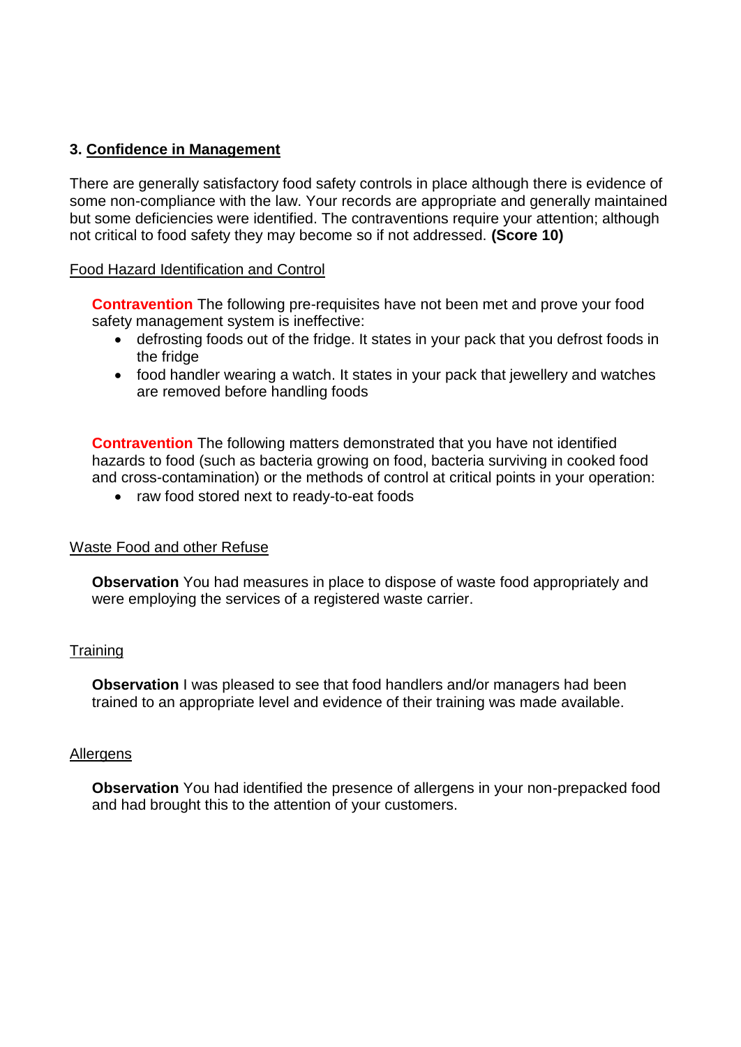### 3. Confidence in Management

There are generally satisfactory food safety controls in place although there is evidence of some non-compliance with the law. Your records are appropriate and generally maintained but some deficiencies were identified. The contraventions require your attention; although not critical to food safety they may become so if not addressed. **(Score 10)**

Food Hazard Identification and Control

**Contravention** The following pre-requisites have not been met and prove your food safety management system is ineffective:

- defrosting foods out of the fridge. It states in your pack that you defrost foods in the fridge
- food handler wearing a watch. It states in your pack that jewellery and watches are removed before handling foods

**Contravention** The following matters demonstrated that you have not identified hazards to food (such as bacteria growing on food, bacteria surviving in cooked food and cross-contamination) or the methods of control at critical points in your operation:

- raw food stored next to ready-to-eat foods

Waste Food and other Refuse

**Observation** You had measures in place to dispose of waste food appropriately and were employing the services of a registered waste carrier.

Training

**Observation** I was pleased to see that food handlers and/or managers had been trained to an appropriate level and evidence of their training was made available.

Allergens

**Observation** You had identified the presence of allergens in your non-prepacked food and had brought this to the attention of your customers.